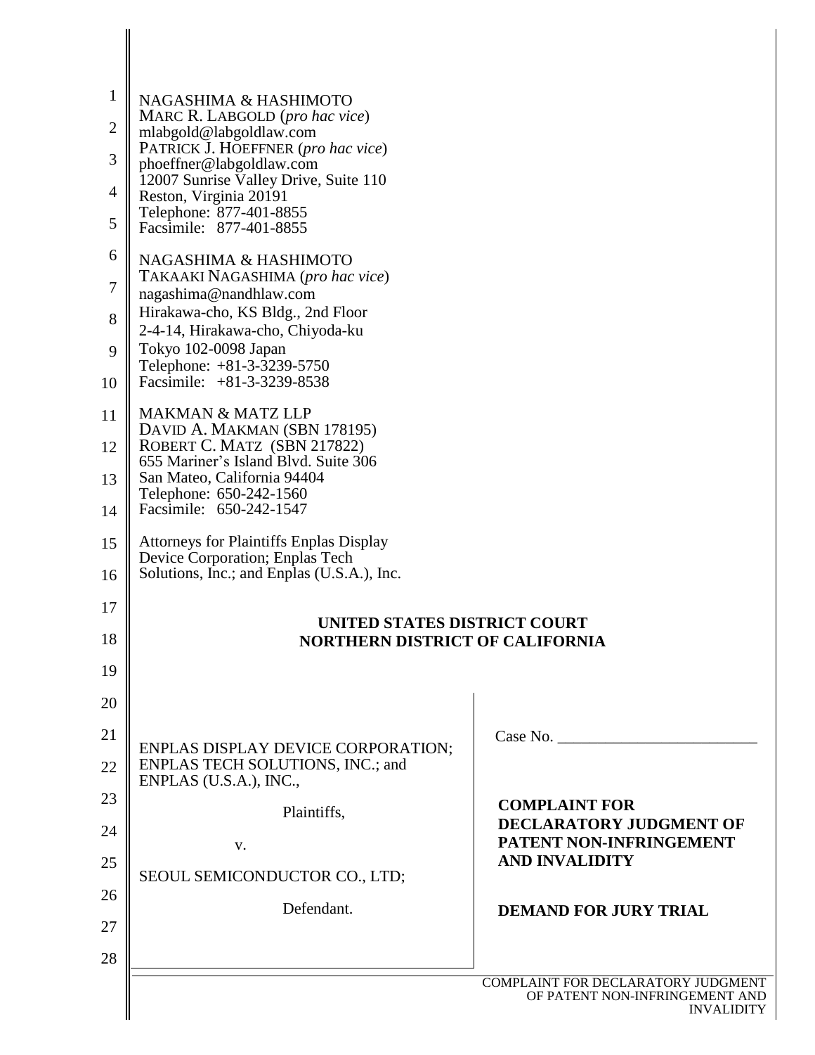NAGASHIMA & HASHIMOTO
MARC R. LABGOLD (*pro hac vice*)
mlabgold@labgoldlaw.com
PATRICK J. HOEFFNER (*pro hac vice*)
phoeffner@labgoldlaw.com
12007 Sunrise Valley Drive, Suite 110
Reston, Virginia 20191
Telephone: 877-401-8855
Facsimile: 877-401-8855

NAGASHIMA & HASHIMOTO
TAKAAKI NAGASHIMA (*pro hac vice*)
nagashima@nandhlaw.com
Hirakawa-cho, KS Bldg., 2nd Floor
2-4-14, Hirakawa-cho, Chiyoda-ku
Tokyo 102-0098 Japan
Telephone: +81-3-3239-5750
Facsimile: +81-3-3239-8538

MAKMAN & MATZ LLP
DAVID A. MAKMAN (SBN 178195)
ROBERT C. MATZ (SBN 217822)
655 Mariner's Island Blvd. Suite 306
San Mateo, California 94404
Telephone: 650-242-1560
Facsimile: 650-242-1547

Attorneys for Plaintiffs Enplas Display Device Corporation; Enplas Tech Solutions, Inc.; and Enplas (U.S.A.), Inc.

**UNITED STATES DISTRICT COURT**
**NORTHERN DISTRICT OF CALIFORNIA**

ENPLAS DISPLAY DEVICE CORPORATION; ENPLAS TECH SOLUTIONS, INC.; and ENPLAS (U.S.A.), INC.,

Plaintiffs,

v.

SEOUL SEMICONDUCTOR CO., LTD;

Defendant.

Case No. ________________________

**COMPLAINT FOR DECLARATORY JUDGMENT OF PATENT NON-INFRINGEMENT AND INVALIDITY**

**DEMAND FOR JURY TRIAL**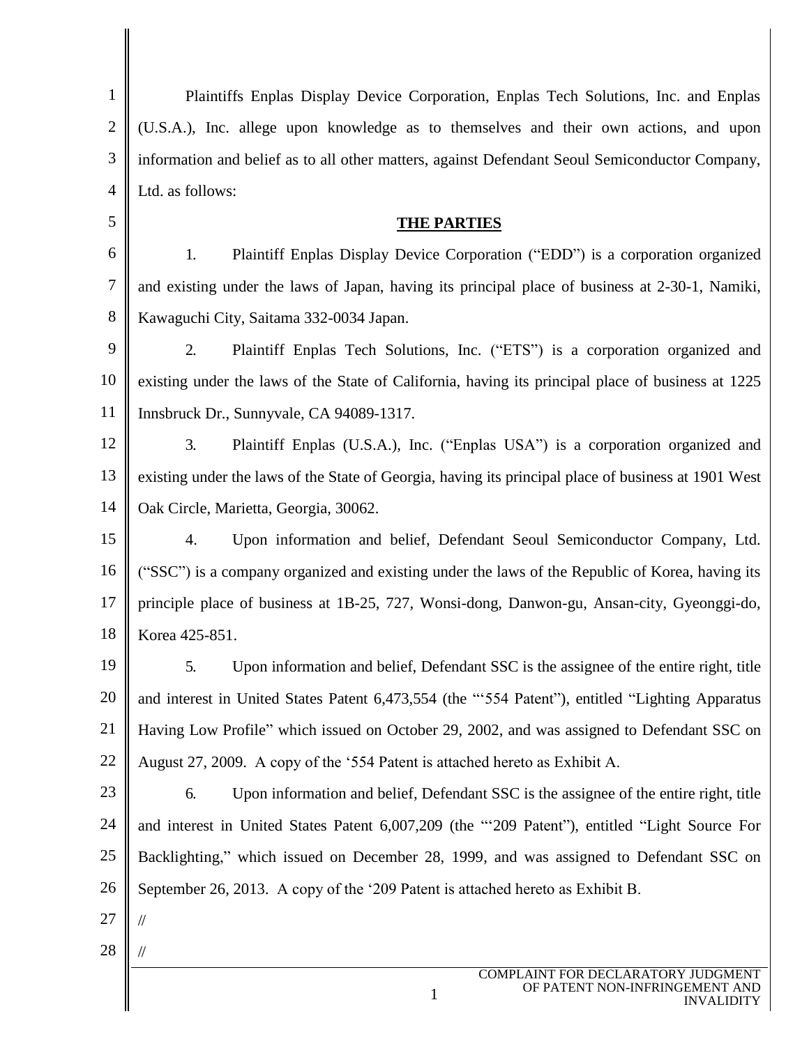Plaintiffs Enplas Display Device Corporation, Enplas Tech Solutions, Inc. and Enplas (U.S.A.), Inc. allege upon knowledge as to themselves and their own actions, and upon information and belief as to all other matters, against Defendant Seoul Semiconductor Company, Ltd. as follows:

## THE PARTIES

1. Plaintiff Enplas Display Device Corporation ("EDD") is a corporation organized and existing under the laws of Japan, having its principal place of business at 2-30-1, Namiki, Kawaguchi City, Saitama 332-0034 Japan.

2. Plaintiff Enplas Tech Solutions, Inc. ("ETS") is a corporation organized and existing under the laws of the State of California, having its principal place of business at 1225 Innsbruck Dr., Sunnyvale, CA 94089-1317.

3. Plaintiff Enplas (U.S.A.), Inc. ("Enplas USA") is a corporation organized and existing under the laws of the State of Georgia, having its principal place of business at 1901 West Oak Circle, Marietta, Georgia, 30062.

4. Upon information and belief, Defendant Seoul Semiconductor Company, Ltd. ("SSC") is a company organized and existing under the laws of the Republic of Korea, having its principle place of business at 1B-25, 727, Wonsi-dong, Danwon-gu, Ansan-city, Gyeonggi-do, Korea 425-851.

5. Upon information and belief, Defendant SSC is the assignee of the entire right, title and interest in United States Patent 6,473,554 (the "'554 Patent"), entitled "Lighting Apparatus Having Low Profile" which issued on October 29, 2002, and was assigned to Defendant SSC on August 27, 2009. A copy of the '554 Patent is attached hereto as Exhibit A.

6. Upon information and belief, Defendant SSC is the assignee of the entire right, title and interest in United States Patent 6,007,209 (the "'209 Patent"), entitled "Light Source For Backlighting," which issued on December 28, 1999, and was assigned to Defendant SSC on September 26, 2013. A copy of the '209 Patent is attached hereto as Exhibit B.

//

//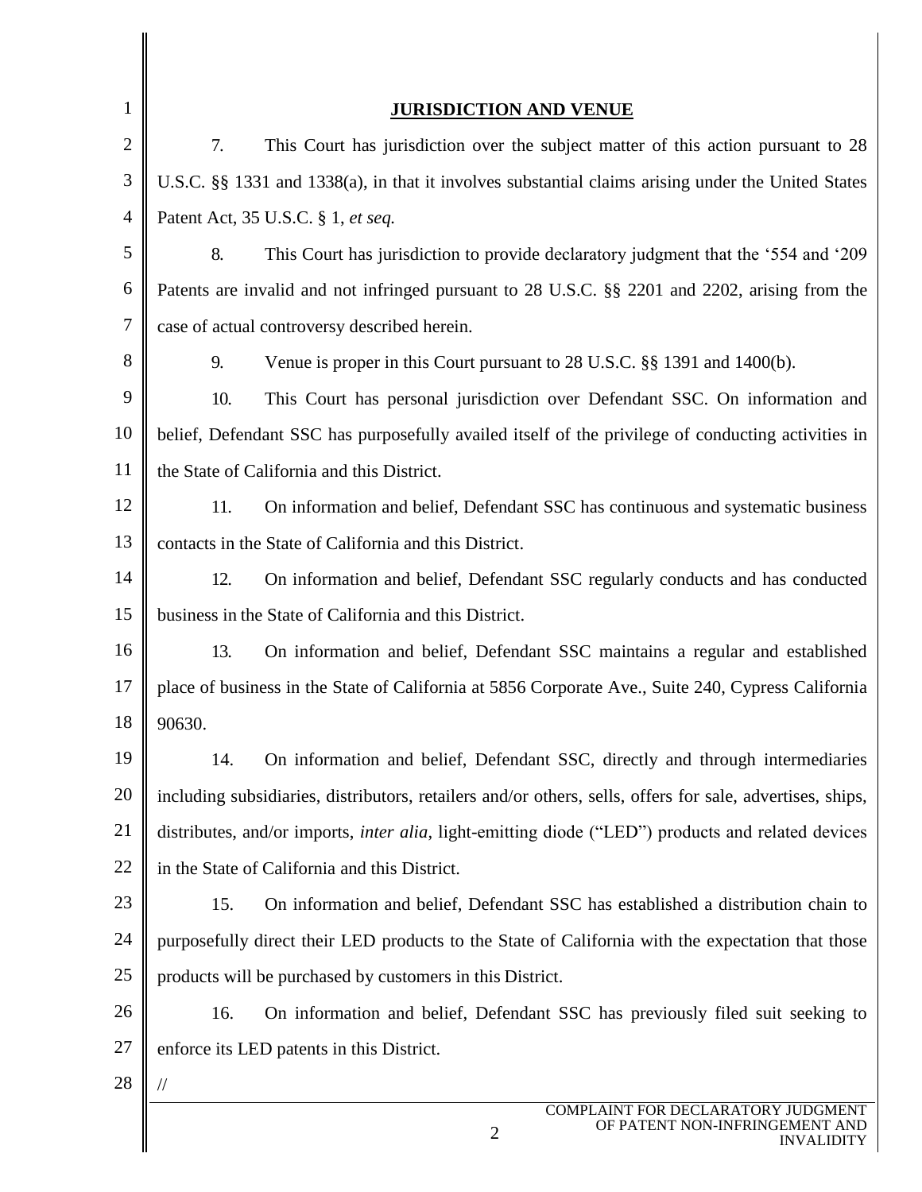## JURISDICTION AND VENUE

7. This Court has jurisdiction over the subject matter of this action pursuant to 28 U.S.C. §§ 1331 and 1338(a), in that it involves substantial claims arising under the United States Patent Act, 35 U.S.C. § 1, *et seq.*

8. This Court has jurisdiction to provide declaratory judgment that the '554 and '209 Patents are invalid and not infringed pursuant to 28 U.S.C. §§ 2201 and 2202, arising from the case of actual controversy described herein.

9. Venue is proper in this Court pursuant to 28 U.S.C. §§ 1391 and 1400(b).

10. This Court has personal jurisdiction over Defendant SSC. On information and belief, Defendant SSC has purposefully availed itself of the privilege of conducting activities in the State of California and this District.

11. On information and belief, Defendant SSC has continuous and systematic business contacts in the State of California and this District.

12. On information and belief, Defendant SSC regularly conducts and has conducted business in the State of California and this District.

13. On information and belief, Defendant SSC maintains a regular and established place of business in the State of California at 5856 Corporate Ave., Suite 240, Cypress California 90630.

14. On information and belief, Defendant SSC, directly and through intermediaries including subsidiaries, distributors, retailers and/or others, sells, offers for sale, advertises, ships, distributes, and/or imports, *inter alia*, light-emitting diode ("LED") products and related devices in the State of California and this District.

15. On information and belief, Defendant SSC has established a distribution chain to purposefully direct their LED products to the State of California with the expectation that those products will be purchased by customers in this District.

16. On information and belief, Defendant SSC has previously filed suit seeking to enforce its LED patents in this District.

//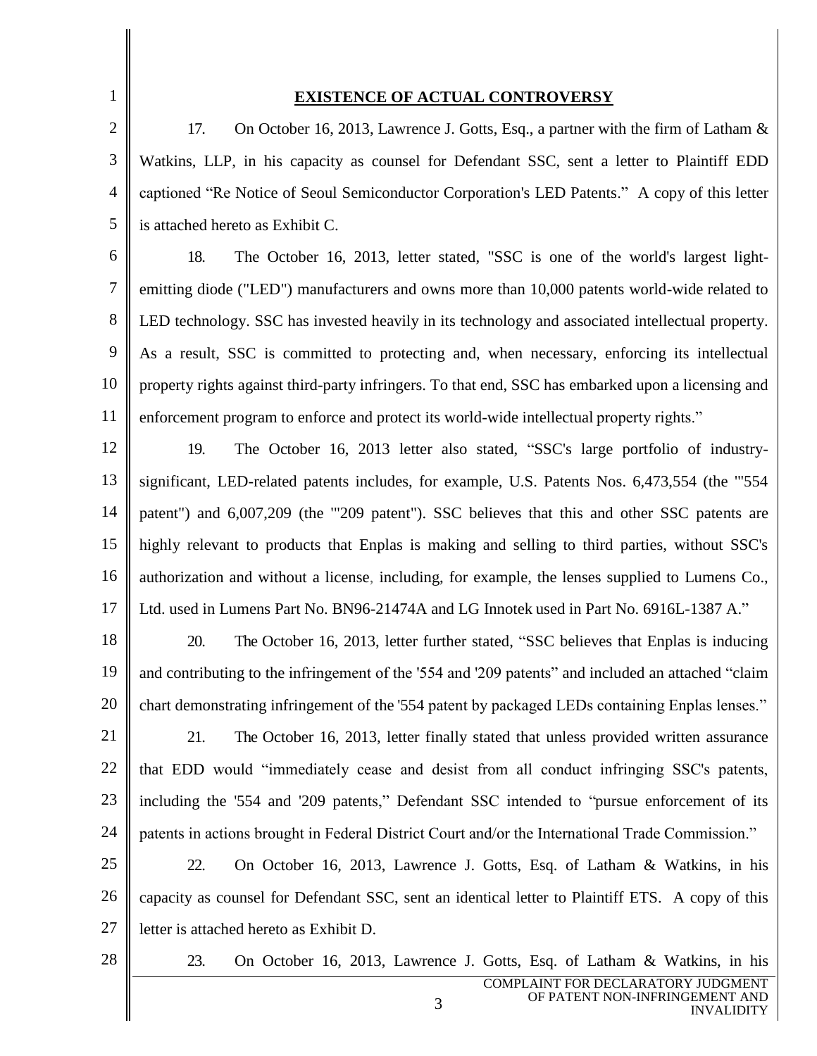## EXISTENCE OF ACTUAL CONTROVERSY

17. On October 16, 2013, Lawrence J. Gotts, Esq., a partner with the firm of Latham & Watkins, LLP, in his capacity as counsel for Defendant SSC, sent a letter to Plaintiff EDD captioned "Re Notice of Seoul Semiconductor Corporation's LED Patents." A copy of this letter is attached hereto as Exhibit C.

18. The October 16, 2013, letter stated, "SSC is one of the world's largest light-emitting diode ("LED") manufacturers and owns more than 10,000 patents world-wide related to LED technology. SSC has invested heavily in its technology and associated intellectual property. As a result, SSC is committed to protecting and, when necessary, enforcing its intellectual property rights against third-party infringers. To that end, SSC has embarked upon a licensing and enforcement program to enforce and protect its world-wide intellectual property rights."

19. The October 16, 2013 letter also stated, "SSC's large portfolio of industry-significant, LED-related patents includes, for example, U.S. Patents Nos. 6,473,554 (the '"554 patent") and 6,007,209 (the '"209 patent"). SSC believes that this and other SSC patents are highly relevant to products that Enplas is making and selling to third parties, without SSC's authorization and without a license, including, for example, the lenses supplied to Lumens Co., Ltd. used in Lumens Part No. BN96-21474A and LG Innotek used in Part No. 6916L-1387 A."

20. The October 16, 2013, letter further stated, "SSC believes that Enplas is inducing and contributing to the infringement of the '554 and '209 patents" and included an attached "claim chart demonstrating infringement of the '554 patent by packaged LEDs containing Enplas lenses."

21. The October 16, 2013, letter finally stated that unless provided written assurance that EDD would "immediately cease and desist from all conduct infringing SSC's patents, including the '554 and '209 patents," Defendant SSC intended to "pursue enforcement of its patents in actions brought in Federal District Court and/or the International Trade Commission."

22. On October 16, 2013, Lawrence J. Gotts, Esq. of Latham & Watkins, in his capacity as counsel for Defendant SSC, sent an identical letter to Plaintiff ETS. A copy of this letter is attached hereto as Exhibit D.

23. On October 16, 2013, Lawrence J. Gotts, Esq. of Latham & Watkins, in his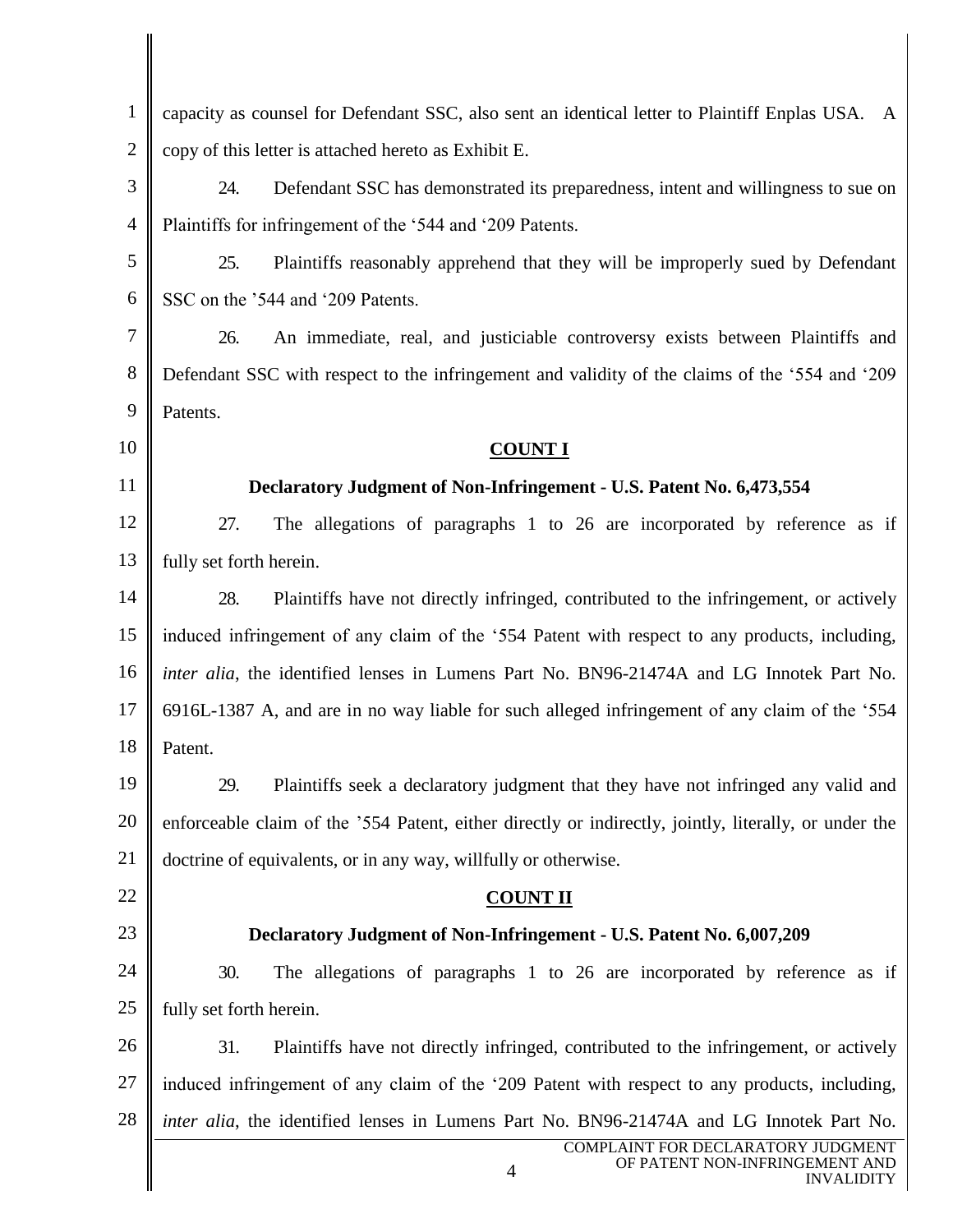capacity as counsel for Defendant SSC, also sent an identical letter to Plaintiff Enplas USA. A copy of this letter is attached hereto as Exhibit E.

24. Defendant SSC has demonstrated its preparedness, intent and willingness to sue on Plaintiffs for infringement of the '544 and '209 Patents.

25. Plaintiffs reasonably apprehend that they will be improperly sued by Defendant SSC on the '544 and '209 Patents.

26. An immediate, real, and justiciable controversy exists between Plaintiffs and Defendant SSC with respect to the infringement and validity of the claims of the '554 and '209 Patents.

**COUNT I**

**Declaratory Judgment of Non-Infringement - U.S. Patent No. 6,473,554**

27. The allegations of paragraphs 1 to 26 are incorporated by reference as if fully set forth herein.

28. Plaintiffs have not directly infringed, contributed to the infringement, or actively induced infringement of any claim of the '554 Patent with respect to any products, including, *inter alia*, the identified lenses in Lumens Part No. BN96-21474A and LG Innotek Part No. 6916L-1387 A, and are in no way liable for such alleged infringement of any claim of the '554 Patent.

29. Plaintiffs seek a declaratory judgment that they have not infringed any valid and enforceable claim of the '554 Patent, either directly or indirectly, jointly, literally, or under the doctrine of equivalents, or in any way, willfully or otherwise.

**COUNT II**

**Declaratory Judgment of Non-Infringement - U.S. Patent No. 6,007,209**

30. The allegations of paragraphs 1 to 26 are incorporated by reference as if fully set forth herein.

31. Plaintiffs have not directly infringed, contributed to the infringement, or actively induced infringement of any claim of the '209 Patent with respect to any products, including, *inter alia*, the identified lenses in Lumens Part No. BN96-21474A and LG Innotek Part No.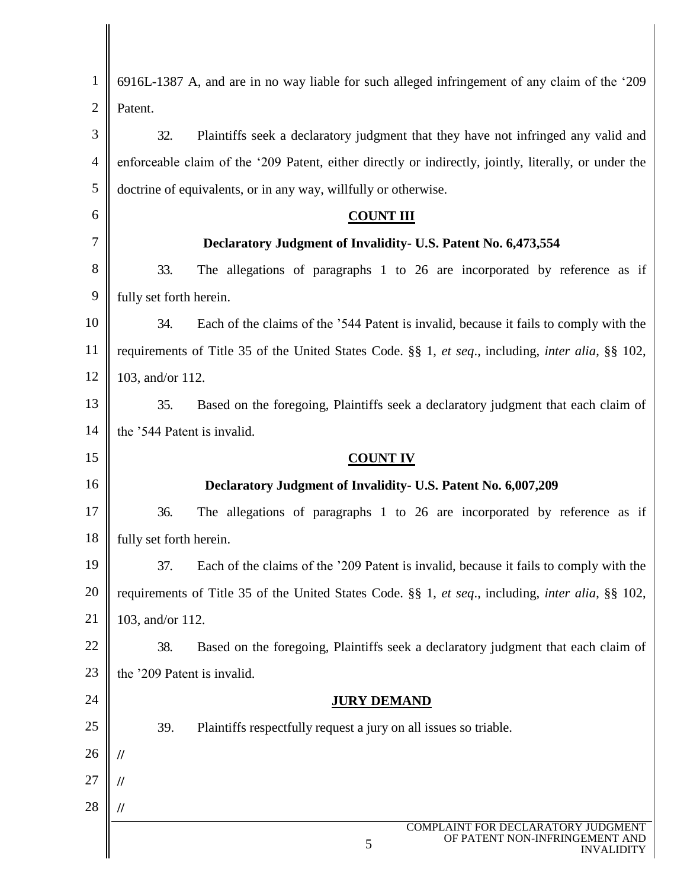6916L-1387 A, and are in no way liable for such alleged infringement of any claim of the '209 Patent.

32. Plaintiffs seek a declaratory judgment that they have not infringed any valid and enforceable claim of the '209 Patent, either directly or indirectly, jointly, literally, or under the doctrine of equivalents, or in any way, willfully or otherwise.

**COUNT III**

**Declaratory Judgment of Invalidity- U.S. Patent No. 6,473,554**

33. The allegations of paragraphs 1 to 26 are incorporated by reference as if fully set forth herein.

34. Each of the claims of the '544 Patent is invalid, because it fails to comply with the requirements of Title 35 of the United States Code. §§ 1, *et seq*., including, *inter alia*, §§ 102, 103, and/or 112.

35. Based on the foregoing, Plaintiffs seek a declaratory judgment that each claim of the '544 Patent is invalid.

**COUNT IV**

**Declaratory Judgment of Invalidity- U.S. Patent No. 6,007,209**

36. The allegations of paragraphs 1 to 26 are incorporated by reference as if fully set forth herein.

37. Each of the claims of the '209 Patent is invalid, because it fails to comply with the requirements of Title 35 of the United States Code. §§ 1, *et seq*., including, *inter alia*, §§ 102, 103, and/or 112.

38. Based on the foregoing, Plaintiffs seek a declaratory judgment that each claim of the '209 Patent is invalid.

**JURY DEMAND**

39. Plaintiffs respectfully request a jury on all issues so triable.

//

//

//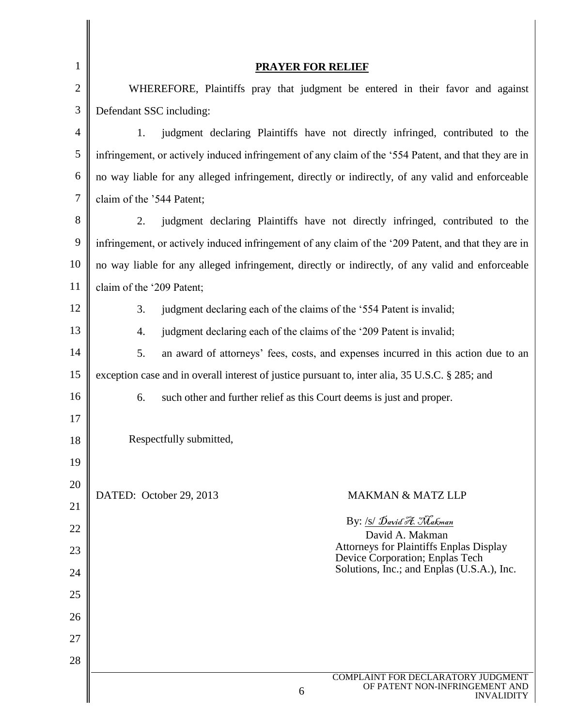**PRAYER FOR RELIEF**

WHEREFORE, Plaintiffs pray that judgment be entered in their favor and against Defendant SSC including:

1. judgment declaring Plaintiffs have not directly infringed, contributed to the infringement, or actively induced infringement of any claim of the '554 Patent, and that they are in no way liable for any alleged infringement, directly or indirectly, of any valid and enforceable claim of the '544 Patent;

2. judgment declaring Plaintiffs have not directly infringed, contributed to the infringement, or actively induced infringement of any claim of the '209 Patent, and that they are in no way liable for any alleged infringement, directly or indirectly, of any valid and enforceable claim of the '209 Patent;

3. judgment declaring each of the claims of the '554 Patent is invalid;

4. judgment declaring each of the claims of the '209 Patent is invalid;

5. an award of attorneys' fees, costs, and expenses incurred in this action due to an exception case and in overall interest of justice pursuant to, inter alia, 35 U.S.C. § 285; and

6. such other and further relief as this Court deems is just and proper.

Respectfully submitted,

DATED: October 29, 2013

MAKMAN & MATZ LLP

By: /s/ *David A. Makman*
David A. Makman
Attorneys for Plaintiffs Enplas Display Device Corporation; Enplas Tech Solutions, Inc.; and Enplas (U.S.A.), Inc.

COMPLAINT FOR DECLARATORY JUDGMENT OF PATENT NON-INFRINGEMENT AND INVALIDITY